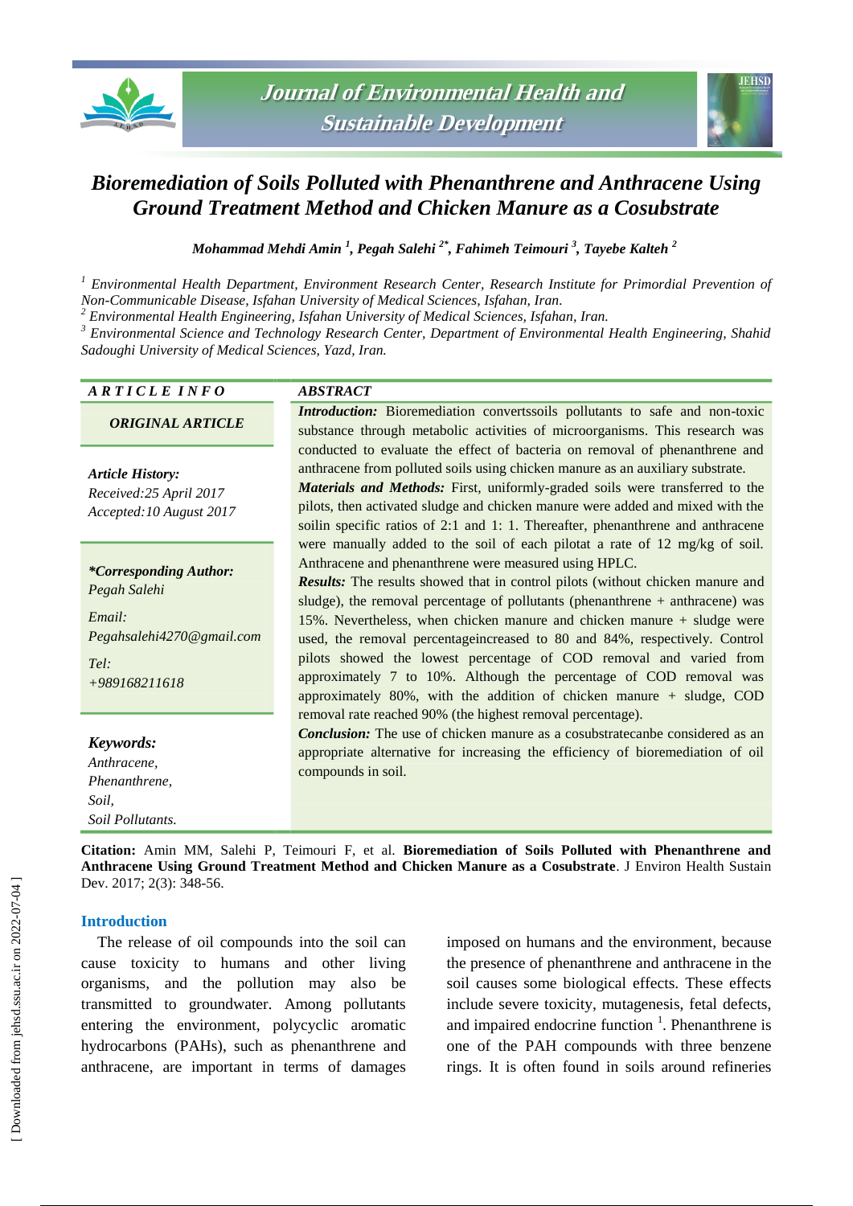# Bioremediation of Soils Polluted with Phenanthrene and Anthracene Using Ground Treatment Method and Chicken Manure as a Cosubstrate

**Mohammad Mehdi Amin [1], Pegah Salehi [2*], Fahimeh Teimouri [3], Tayebe Kalteh [2]**

[1] Environmental Health Department, Environment Research Center, Research Institute for Primordial Prevention of Non-Communicable Disease, Isfahan University of Medical Sciences, Isfahan, Iran.
[2] Environmental Health Engineering, Isfahan University of Medical Sciences, Isfahan, Iran.
[3] Environmental Science and Technology Research Center, Department of Environmental Health Engineering, Shahid Sadoughi University of Medical Sciences, Yazd, Iran.

## ARTICLE INFO

**ORIGINAL ARTICLE**

***Article History:***
*Received:25 April 2017*
*Accepted:10 August 2017*

***\*Corresponding Author:***
*Pegah Salehi*

*Email:*
*Pegahsalehi4270@gmail.com*

*Tel:*
*+989168211618*

***Keywords:***
*Anthracene,*
*Phenanthrene,*
*Soil,*
*Soil Pollutants.*

## ABSTRACT

***Introduction:*** Bioremediation convertssoils pollutants to safe and non-toxic substance through metabolic activities of microorganisms. This research was conducted to evaluate the effect of bacteria on removal of phenanthrene and anthracene from polluted soils using chicken manure as an auxiliary substrate.

***Materials and Methods:*** First, uniformly-graded soils were transferred to the pilots, then activated sludge and chicken manure were added and mixed with the soilin specific ratios of 2:1 and 1: 1. Thereafter, phenanthrene and anthracene were manually added to the soil of each pilotat a rate of 12 mg/kg of soil. Anthracene and phenanthrene were measured using HPLC.

***Results:*** The results showed that in control pilots (without chicken manure and sludge), the removal percentage of pollutants (phenanthrene + anthracene) was 15%. Nevertheless, when chicken manure and chicken manure + sludge were used, the removal percentageincreased to 80 and 84%, respectively. Control pilots showed the lowest percentage of COD removal and varied from approximately 7 to 10%. Although the percentage of COD removal was approximately 80%, with the addition of chicken manure + sludge, COD removal rate reached 90% (the highest removal percentage).

***Conclusion:*** The use of chicken manure as a cosubstratecanbe considered as an appropriate alternative for increasing the efficiency of bioremediation of oil compounds in soil.

**Citation:** Amin MM, Salehi P, Teimouri F, et al. **Bioremediation of Soils Polluted with Phenanthrene and Anthracene Using Ground Treatment Method and Chicken Manure as a Cosubstrate**. J Environ Health Sustain Dev. 2017; 2(3): 348-56.

## Introduction

The release of oil compounds into the soil can cause toxicity to humans and other living organisms, and the pollution may also be transmitted to groundwater. Among pollutants entering the environment, polycyclic aromatic hydrocarbons (PAHs), such as phenanthrene and anthracene, are important in terms of damages imposed on humans and the environment, because the presence of phenanthrene and anthracene in the soil causes some biological effects. These effects include severe toxicity, mutagenesis, fetal defects, and impaired endocrine function [1]. Phenanthrene is one of the PAH compounds with three benzene rings. It is often found in soils around refineries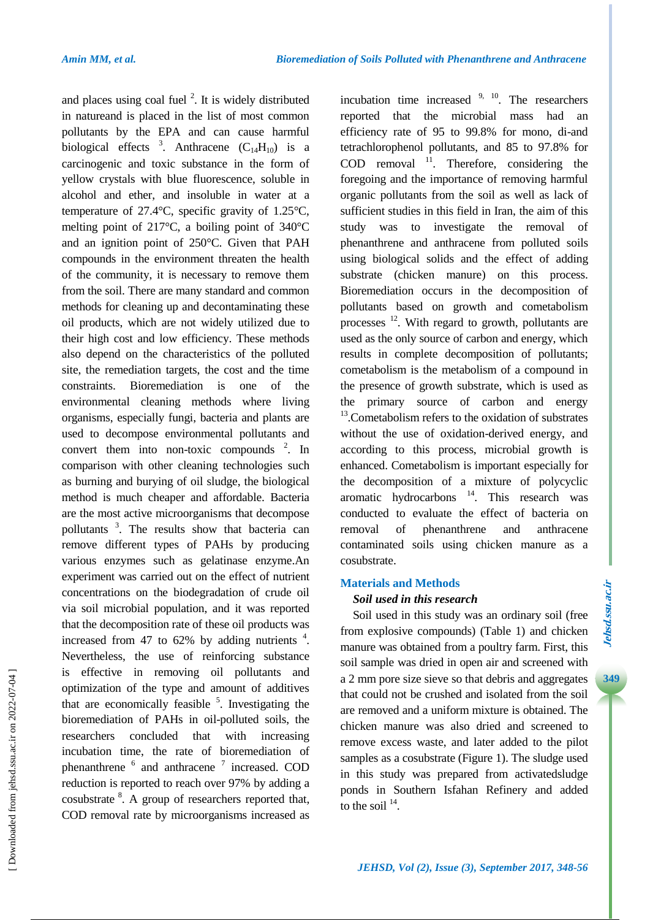and places using coal fuel [2]. It is widely distributed in natureand is placed in the list of most common pollutants by the EPA and can cause harmful biological effects [3]. Anthracene ($C_{14}H_{10}$) is a carcinogenic and toxic substance in the form of yellow crystals with blue fluorescence, soluble in alcohol and ether, and insoluble in water at a temperature of 27.4°C, specific gravity of 1.25°C, melting point of 217°C, a boiling point of 340°C and an ignition point of 250°C. Given that PAH compounds in the environment threaten the health of the community, it is necessary to remove them from the soil. There are many standard and common methods for cleaning up and decontaminating these oil products, which are not widely utilized due to their high cost and low efficiency. These methods also depend on the characteristics of the polluted site, the remediation targets, the cost and the time constraints. Bioremediation is one of the environmental cleaning methods where living organisms, especially fungi, bacteria and plants are used to decompose environmental pollutants and convert them into non-toxic compounds [2]. In comparison with other cleaning technologies such as burning and burying of oil sludge, the biological method is much cheaper and affordable. Bacteria are the most active microorganisms that decompose pollutants [3]. The results show that bacteria can remove different types of PAHs by producing various enzymes such as gelatinase enzyme.An experiment was carried out on the effect of nutrient concentrations on the biodegradation of crude oil via soil microbial population, and it was reported that the decomposition rate of these oil products was increased from 47 to 62% by adding nutrients [4]. Nevertheless, the use of reinforcing substance is effective in removing oil pollutants and optimization of the type and amount of additives that are economically feasible [5]. Investigating the bioremediation of PAHs in oil-polluted soils, the researchers concluded that with increasing incubation time, the rate of bioremediation of phenanthrene [6] and anthracene [7] increased. COD reduction is reported to reach over 97% by adding a cosubstrate [8]. A group of researchers reported that, COD removal rate by microorganisms increased as incubation time increased [9, 10]. The researchers reported that the microbial mass had an efficiency rate of 95 to 99.8% for mono, di-and tetrachlorophenol pollutants, and 85 to 97.8% for COD removal [11]. Therefore, considering the foregoing and the importance of removing harmful organic pollutants from the soil as well as lack of sufficient studies in this field in Iran, the aim of this study was to investigate the removal of phenanthrene and anthracene from polluted soils using biological solids and the effect of adding substrate (chicken manure) on this process. Bioremediation occurs in the decomposition of pollutants based on growth and cometabolism processes [12]. With regard to growth, pollutants are used as the only source of carbon and energy, which results in complete decomposition of pollutants; cometabolism is the metabolism of a compound in the presence of growth substrate, which is used as the primary source of carbon and energy [13].Cometabolism refers to the oxidation of substrates without the use of oxidation-derived energy, and according to this process, microbial growth is enhanced. Cometabolism is important especially for the decomposition of a mixture of polycyclic aromatic hydrocarbons [14]. This research was conducted to evaluate the effect of bacteria on removal of phenanthrene and anthracene contaminated soils using chicken manure as a cosubstrate.

## Materials and Methods

### *Soil used in this research*

Soil used in this study was an ordinary soil (free from explosive compounds) (Table 1) and chicken manure was obtained from a poultry farm. First, this soil sample was dried in open air and screened with a 2 mm pore size sieve so that debris and aggregates that could not be crushed and isolated from the soil are removed and a uniform mixture is obtained. The chicken manure was also dried and screened to remove excess waste, and later added to the pilot samples as a cosubstrate (Figure 1). The sludge used in this study was prepared from activatedsludge ponds in Southern Isfahan Refinery and added to the soil [14].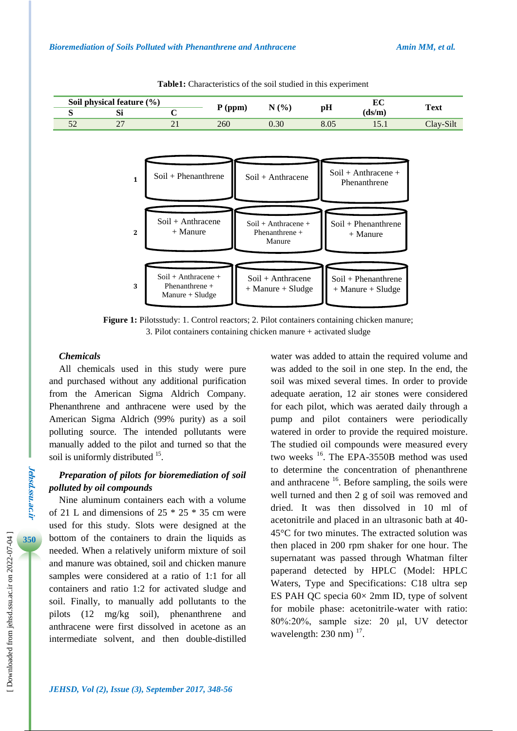**Table1:** Characteristics of the soil studied in this experiment

| Soil physical feature (%) | | | P (ppm) | N (%) | pH | EC (ds/m) | Text |
|---|---|---|---|---|---|---|---|
| S | Si | C | | | | | |
| 52 | 27 | 21 | 260 | 0.30 | 8.05 | 15.1 | Clay-Silt |

| | | | |
|---|---|---|---|
| 1 | Soil + Phenanthrene | Soil + Anthracene | Soil + Anthracene + Phenanthrene |
| 2 | Soil + Anthracene + Manure | Soil + Anthracene + Phenanthrene + Manure | Soil + Phenanthrene + Manure |
| 3 | Soil + Anthracene + Phenanthrene + Manure + Sludge | Soil + Anthracene + Manure + Sludge | Soil + Phenanthrene + Manure + Sludge |

**Figure 1:** Pilotsstudy: 1. Control reactors; 2. Pilot containers containing chicken manure; 3. Pilot containers containing chicken manure + activated sludge

### *Chemicals*

All chemicals used in this study were pure and purchased without any additional purification from the American Sigma Aldrich Company. Phenanthrene and anthracene were used by the American Sigma Aldrich (99% purity) as a soil polluting source. The intended pollutants were manually added to the pilot and turned so that the soil is uniformly distributed [15].

### *Preparation of pilots for bioremediation of soil polluted by oil compounds*

Nine aluminum containers each with a volume of 21 L and dimensions of 25 * 25 * 35 cm were used for this study. Slots were designed at the bottom of the containers to drain the liquids as needed. When a relatively uniform mixture of soil and manure was obtained, soil and chicken manure samples were considered at a ratio of 1:1 for all containers and ratio 1:2 for activated sludge and soil. Finally, to manually add pollutants to the pilots (12 mg/kg soil), phenanthrene and anthracene were first dissolved in acetone as an intermediate solvent, and then double-distilled water was added to attain the required volume and was added to the soil in one step. In the end, the soil was mixed several times. In order to provide adequate aeration, 12 air stones were considered for each pilot, which was aerated daily through a pump and pilot containers were periodically watered in order to provide the required moisture. The studied oil compounds were measured every two weeks [16]. The EPA-3550B method was used to determine the concentration of phenanthrene and anthracene [16]. Before sampling, the soils were well turned and then 2 g of soil was removed and dried. It was then dissolved in 10 ml of acetonitrile and placed in an ultrasonic bath at 40-45°C for two minutes. The extracted solution was then placed in 200 rpm shaker for one hour. The supernatant was passed through Whatman filter paperand detected by HPLC (Model: HPLC Waters, Type and Specifications: C18 ultra sep ES PAH QC specia 60× 2mm ID, type of solvent for mobile phase: acetonitrile-water with ratio: 80%:20%, sample size: 20 µl, UV detector wavelength: 230 nm) [17].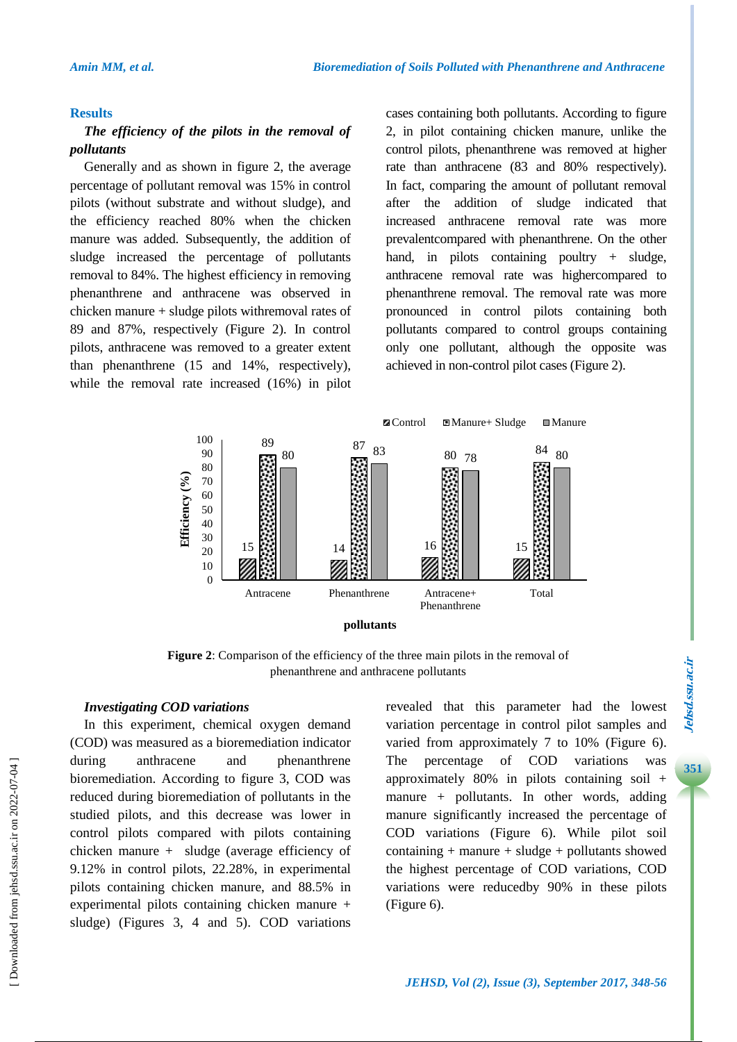## Results

***The efficiency of the pilots in the removal of pollutants***

Generally and as shown in figure 2, the average percentage of pollutant removal was 15% in control pilots (without substrate and without sludge), and the efficiency reached 80% when the chicken manure was added. Subsequently, the addition of sludge increased the percentage of pollutants removal to 84%. The highest efficiency in removing phenanthrene and anthracene was observed in chicken manure + sludge pilots withremoval rates of 89 and 87%, respectively (Figure 2). In control pilots, anthracene was removed to a greater extent than phenanthrene (15 and 14%, respectively), while the removal rate increased (16%) in pilot cases containing both pollutants. According to figure 2, in pilot containing chicken manure, unlike the control pilots, phenanthrene was removed at higher rate than anthracene (83 and 80% respectively). In fact, comparing the amount of pollutant removal after the addition of sludge indicated that increased anthracene removal rate was more prevalentcompared with phenanthrene. On the other hand, in pilots containing poultry + sludge, anthracene removal rate was highercompared to phenanthrene removal. The removal rate was more pronounced in control pilots containing both pollutants compared to control groups containing only one pollutant, although the opposite was achieved in non-control pilot cases (Figure 2).

**Figure 2**: Comparison of the efficiency of the three main pilots in the removal of phenanthrene and anthracene pollutants

***Investigating COD variations***

In this experiment, chemical oxygen demand (COD) was measured as a bioremediation indicator during anthracene and phenanthrene bioremediation. According to figure 3, COD was reduced during bioremediation of pollutants in the studied pilots, and this decrease was lower in control pilots compared with pilots containing chicken manure + sludge (average efficiency of 9.12% in control pilots, 22.28%, in experimental pilots containing chicken manure, and 88.5% in experimental pilots containing chicken manure + sludge) (Figures 3, 4 and 5). COD variations revealed that this parameter had the lowest variation percentage in control pilot samples and varied from approximately 7 to 10% (Figure 6). The percentage of COD variations was approximately 80% in pilots containing soil + manure + pollutants. In other words, adding manure significantly increased the percentage of COD variations (Figure 6). While pilot soil containing + manure + sludge + pollutants showed the highest percentage of COD variations, COD variations were reducedby 90% in these pilots (Figure 6).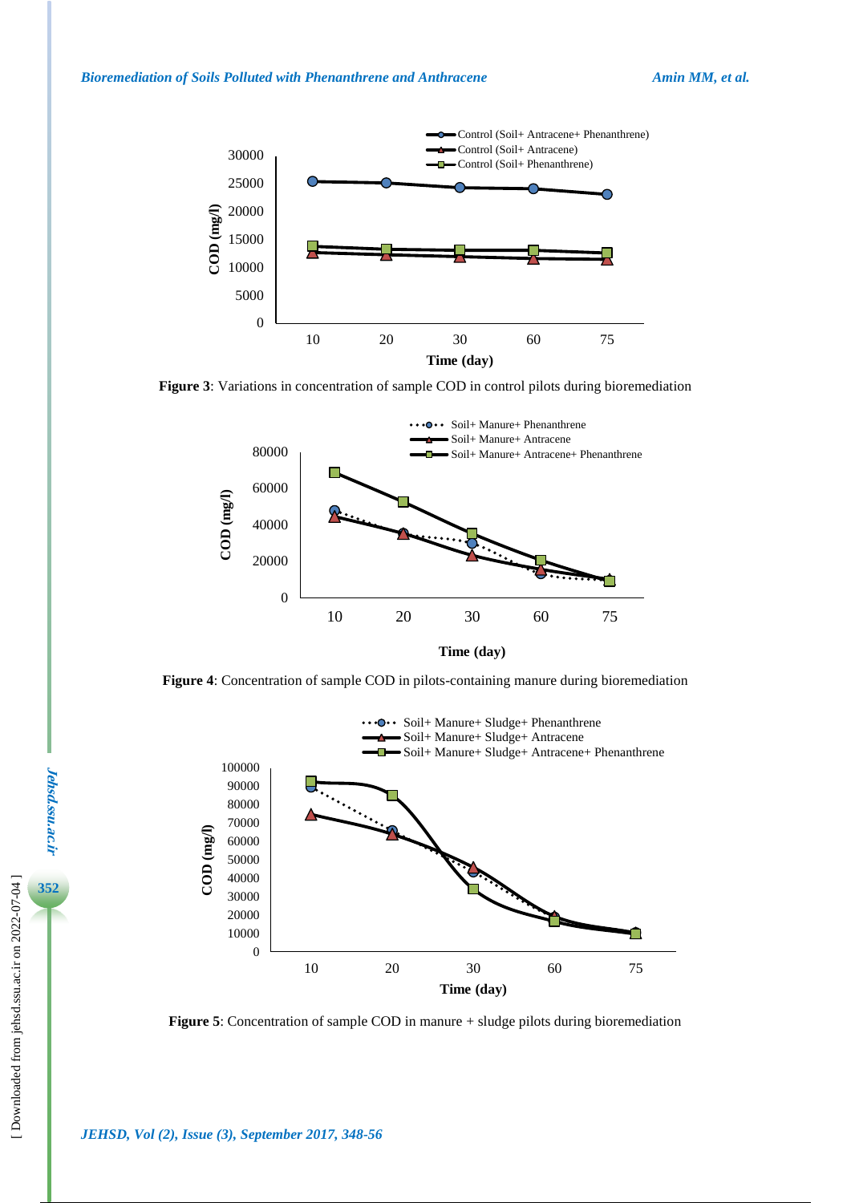Figure 3: Variations in concentration of sample COD in control pilots during bioremediation

Figure 4: Concentration of sample COD in pilots-containing manure during bioremediation

Figure 5: Concentration of sample COD in manure + sludge pilots during bioremediation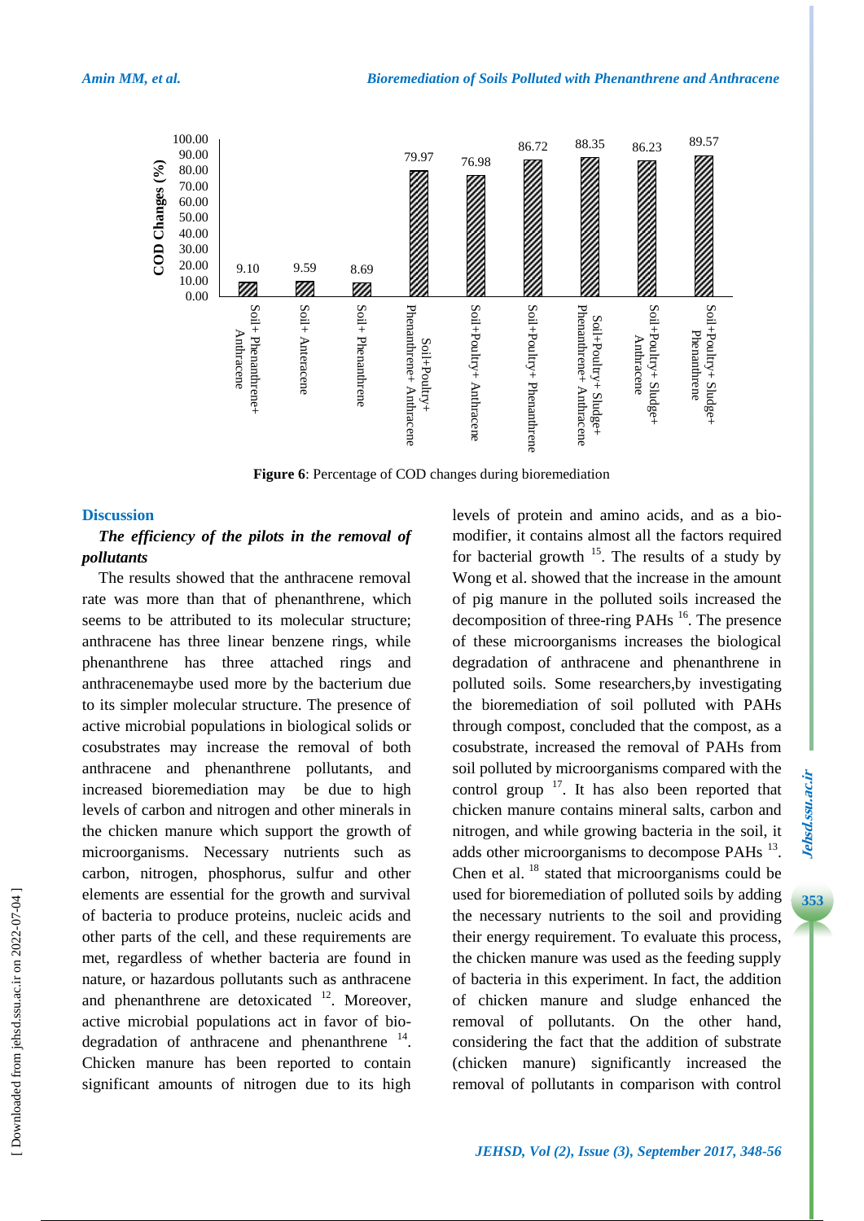| Treatment | COD Changes (%) |
|---|---|
| Soil+ Phenanthrene+ Anthracene | 9.10 |
| Soil+ Anteracene | 9.59 |
| Soil+ Phenanthrene | 8.69 |
| Soil+Poultry+ Phenanthrene+ Anthracene | 79.97 |
| Soil+Poultry+ Anthracene | 76.98 |
| Soil+Poultry+ Phenanthrene | 86.72 |
| Soil+Poultry+ Sludge+ Phenanthrene+ Anthracene | 88.35 |
| Soil+Poultry+ Sludge+ Anthracene | 86.23 |
| Soil+Poultry+ Sludge+ Phenanthrene | 89.57 |

**Figure 6**: Percentage of COD changes during bioremediation

## Discussion

### *The efficiency of the pilots in the removal of pollutants*

The results showed that the anthracene removal rate was more than that of phenanthrene, which seems to be attributed to its molecular structure; anthracene has three linear benzene rings, while phenanthrene has three attached rings and anthracenemaybe used more by the bacterium due to its simpler molecular structure. The presence of active microbial populations in biological solids or cosubstrates may increase the removal of both anthracene and phenanthrene pollutants, and increased bioremediation may be due to high levels of carbon and nitrogen and other minerals in the chicken manure which support the growth of microorganisms. Necessary nutrients such as carbon, nitrogen, phosphorus, sulfur and other elements are essential for the growth and survival of bacteria to produce proteins, nucleic acids and other parts of the cell, and these requirements are met, regardless of whether bacteria are found in nature, or hazardous pollutants such as anthracene and phenanthrene are detoxicated [12]. Moreover, active microbial populations act in favor of bio-degradation of anthracene and phenanthrene [14]. Chicken manure has been reported to contain significant amounts of nitrogen due to its high levels of protein and amino acids, and as a bio-modifier, it contains almost all the factors required for bacterial growth [15]. The results of a study by Wong et al. showed that the increase in the amount of pig manure in the polluted soils increased the decomposition of three-ring PAHs [16]. The presence of these microorganisms increases the biological degradation of anthracene and phenanthrene in polluted soils. Some researchers,by investigating the bioremediation of soil polluted with PAHs through compost, concluded that the compost, as a cosubstrate, increased the removal of PAHs from soil polluted by microorganisms compared with the control group [17]. It has also been reported that chicken manure contains mineral salts, carbon and nitrogen, and while growing bacteria in the soil, it adds other microorganisms to decompose PAHs [13]. Chen et al. [18] stated that microorganisms could be used for bioremediation of polluted soils by adding the necessary nutrients to the soil and providing their energy requirement. To evaluate this process, the chicken manure was used as the feeding supply of bacteria in this experiment. In fact, the addition of chicken manure and sludge enhanced the removal of pollutants. On the other hand, considering the fact that the addition of substrate (chicken manure) significantly increased the removal of pollutants in comparison with control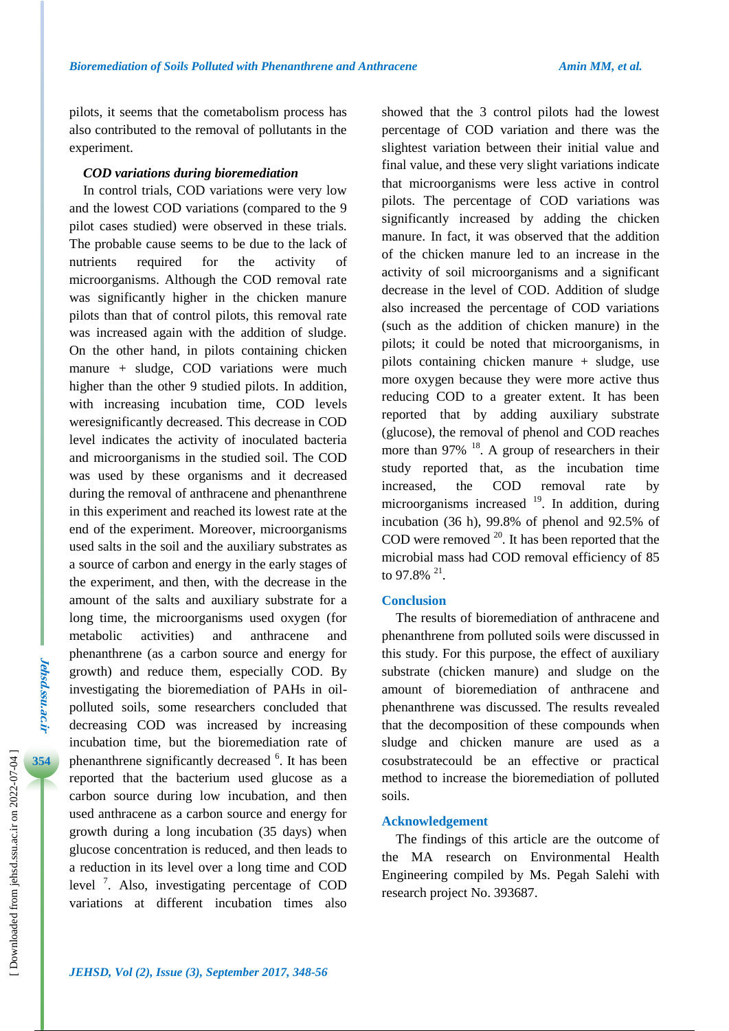pilots, it seems that the cometabolism process has also contributed to the removal of pollutants in the experiment.

***COD variations during bioremediation***

In control trials, COD variations were very low and the lowest COD variations (compared to the 9 pilot cases studied) were observed in these trials. The probable cause seems to be due to the lack of nutrients required for the activity of microorganisms. Although the COD removal rate was significantly higher in the chicken manure pilots than that of control pilots, this removal rate was increased again with the addition of sludge. On the other hand, in pilots containing chicken manure + sludge, COD variations were much higher than the other 9 studied pilots. In addition, with increasing incubation time, COD levels weresignificantly decreased. This decrease in COD level indicates the activity of inoculated bacteria and microorganisms in the studied soil. The COD was used by these organisms and it decreased during the removal of anthracene and phenanthrene in this experiment and reached its lowest rate at the end of the experiment. Moreover, microorganisms used salts in the soil and the auxiliary substrates as a source of carbon and energy in the early stages of the experiment, and then, with the decrease in the amount of the salts and auxiliary substrate for a long time, the microorganisms used oxygen (for metabolic activities) and anthracene and phenanthrene (as a carbon source and energy for growth) and reduce them, especially COD. By investigating the bioremediation of PAHs in oil-polluted soils, some researchers concluded that decreasing COD was increased by increasing incubation time, but the bioremediation rate of phenanthrene significantly decreased [6]. It has been reported that the bacterium used glucose as a carbon source during low incubation, and then used anthracene as a carbon source and energy for growth during a long incubation (35 days) when glucose concentration is reduced, and then leads to a reduction in its level over a long time and COD level [7]. Also, investigating percentage of COD variations at different incubation times also showed that the 3 control pilots had the lowest percentage of COD variation and there was the slightest variation between their initial value and final value, and these very slight variations indicate that microorganisms were less active in control pilots. The percentage of COD variations was significantly increased by adding the chicken manure. In fact, it was observed that the addition of the chicken manure led to an increase in the activity of soil microorganisms and a significant decrease in the level of COD. Addition of sludge also increased the percentage of COD variations (such as the addition of chicken manure) in the pilots; it could be noted that microorganisms, in pilots containing chicken manure + sludge, use more oxygen because they were more active thus reducing COD to a greater extent. It has been reported that by adding auxiliary substrate (glucose), the removal of phenol and COD reaches more than 97% [18]. A group of researchers in their study reported that, as the incubation time increased, the COD removal rate by microorganisms increased [19]. In addition, during incubation (36 h), 99.8% of phenol and 92.5% of COD were removed [20]. It has been reported that the microbial mass had COD removal efficiency of 85 to 97.8% [21].

## Conclusion

The results of bioremediation of anthracene and phenanthrene from polluted soils were discussed in this study. For this purpose, the effect of auxiliary substrate (chicken manure) and sludge on the amount of bioremediation of anthracene and phenanthrene was discussed. The results revealed that the decomposition of these compounds when sludge and chicken manure are used as a cosubstratecould be an effective or practical method to increase the bioremediation of polluted soils.

## Acknowledgement

The findings of this article are the outcome of the MA research on Environmental Health Engineering compiled by Ms. Pegah Salehi with research project No. 393687.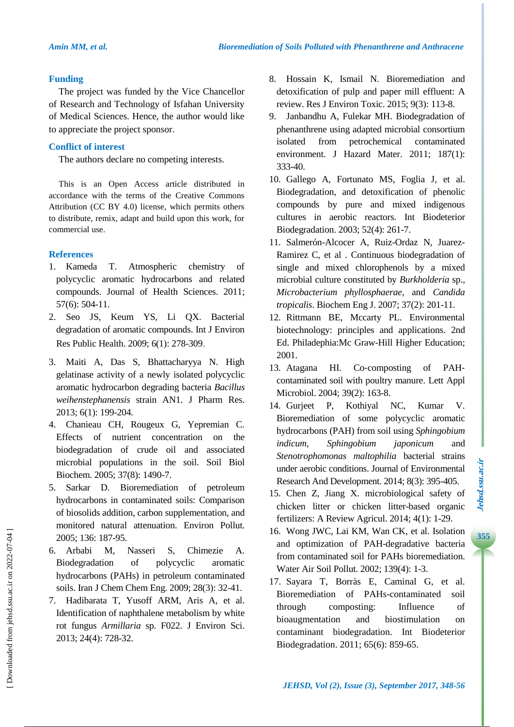## Funding

The project was funded by the Vice Chancellor of Research and Technology of Isfahan University of Medical Sciences. Hence, the author would like to appreciate the project sponsor.

## Conflict of interest

The authors declare no competing interests.

This is an Open Access article distributed in accordance with the terms of the Creative Commons Attribution (CC BY 4.0) license, which permits others to distribute, remix, adapt and build upon this work, for commercial use.

## References

1. Kameda T. Atmospheric chemistry of polycyclic aromatic hydrocarbons and related compounds. Journal of Health Sciences. 2011; 57(6): 504-11.
2. Seo JS, Keum YS, Li QX. Bacterial degradation of aromatic compounds. Int J Environ Res Public Health. 2009; 6(1): 278-309.
3. Maiti A, Das S, Bhattacharyya N. High gelatinase activity of a newly isolated polycyclic aromatic hydrocarbon degrading bacteria *Bacillus weihenstephanensis* strain AN1. J Pharm Res. 2013; 6(1): 199-204.
4. Chanieau CH, Rougeux G, Yepremian C. Effects of nutrient concentration on the biodegradation of crude oil and associated microbial populations in the soil. Soil Biol Biochem. 2005; 37(8): 1490-7.
5. Sarkar D. Bioremediation of petroleum hydrocarbons in contaminated soils: Comparison of biosolids addition, carbon supplementation, and monitored natural attenuation. Environ Pollut. 2005; 136: 187-95.
6. Arbabi M, Nasseri S, Chimezie A. Biodegradation of polycyclic aromatic hydrocarbons (PAHs) in petroleum contaminated soils. Iran J Chem Chem Eng. 2009; 28(3): 32-41.
7. Hadibarata T, Yusoff ARM, Aris A, et al. Identification of naphthalene metabolism by white rot fungus *Armillaria* sp. F022. J Environ Sci. 2013; 24(4): 728-32.
8. Hossain K, Ismail N. Bioremediation and detoxification of pulp and paper mill effluent: A review. Res J Environ Toxic. 2015; 9(3): 113-8.
9. Janbandhu A, Fulekar MH. Biodegradation of phenanthrene using adapted microbial consortium isolated from petrochemical contaminated environment. J Hazard Mater. 2011; 187(1): 333-40.
10. Gallego A, Fortunato MS, Foglia J, et al. Biodegradation, and detoxification of phenolic compounds by pure and mixed indigenous cultures in aerobic reactors. Int Biodeterior Biodegradation. 2003; 52(4): 261-7.
11. Salmerón-Alcocer A, Ruiz-Ordaz N, Juarez-Ramirez C, et al . Continuous biodegradation of single and mixed chlorophenols by a mixed microbial culture constituted by *Burkholderia* sp., *Microbacterium phyllosphaerae*, and *Candida tropicalis*. Biochem Eng J. 2007; 37(2): 201-11.
12. Rittmann BE, Mccarty PL. Environmental biotechnology: principles and applications. 2nd Ed. Philadephia:Mc Graw-Hill Higher Education; 2001.
13. Atagana HI. Co-composting of PAH-contaminated soil with poultry manure. Lett Appl Microbiol. 2004; 39(2): 163-8.
14. Gurjeet P, Kothiyal NC, Kumar V. Bioremediation of some polycyclic aromatic hydrocarbons (PAH) from soil using *Sphingobium indicum*, *Sphingobium japonicum* and *Stenotrophomonas maltophilia* bacterial strains under aerobic conditions. Journal of Environmental Research And Development. 2014; 8(3): 395-405.
15. Chen Z, Jiang X. microbiological safety of chicken litter or chicken litter-based organic fertilizers: A Review Agricul. 2014; 4(1): 1-29.
16. Wong JWC, Lai KM, Wan CK, et al. Isolation and optimization of PAH-degradative bacteria from contaminated soil for PAHs bioremediation. Water Air Soil Pollut. 2002; 139(4): 1-3.
17. Sayara T, Borràs E, Caminal G, et al. Bioremediation of PAHs-contaminated soil through composting: Influence of bioaugmentation and biostimulation on contaminant biodegradation. Int Biodeterior Biodegradation. 2011; 65(6): 859-65.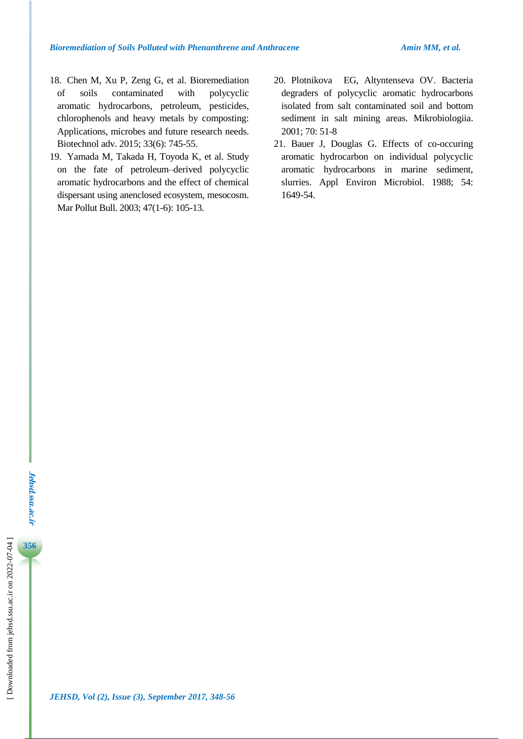18. Chen M, Xu P, Zeng G, et al. Bioremediation of soils contaminated with polycyclic aromatic hydrocarbons, petroleum, pesticides, chlorophenols and heavy metals by composting: Applications, microbes and future research needs. Biotechnol adv. 2015; 33(6): 745-55.
19. Yamada M, Takada H, Toyoda K, et al. Study on the fate of petroleum–derived polycyclic aromatic hydrocarbons and the effect of chemical dispersant using anenclosed ecosystem, mesocosm. Mar Pollut Bull. 2003; 47(1-6): 105-13.
20. Plotnikova EG, Altyntenseva OV. Bacteria degraders of polycyclic aromatic hydrocarbons isolated from salt contaminated soil and bottom sediment in salt mining areas. Mikrobiologiia. 2001; 70: 51-8
21. Bauer J, Douglas G. Effects of co-occuring aromatic hydrocarbon on individual polycyclic aromatic hydrocarbons in marine sediment, slurries. Appl Environ Microbiol. 1988; 54: 1649-54.